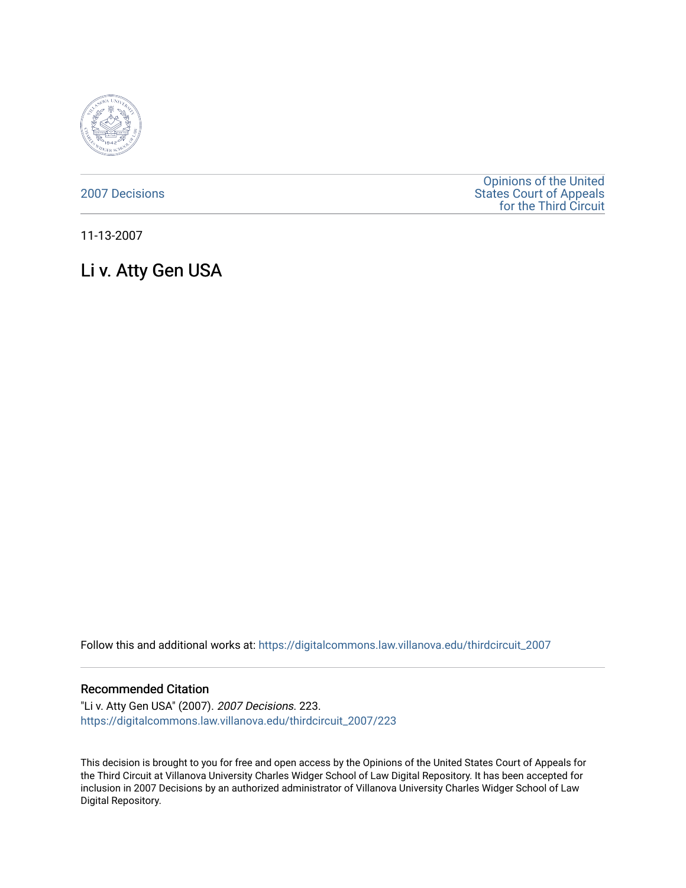2007 Decisions

Opinions of the United States Court of Appeals for the Third Circuit

11-13-2007

# Li v. Atty Gen USA

Follow this and additional works at: https://digitalcommons.law.villanova.edu/thirdcircuit_2007

## Recommended Citation

"Li v. Atty Gen USA" (2007). *2007 Decisions*. 223.
https://digitalcommons.law.villanova.edu/thirdcircuit_2007/223

This decision is brought to you for free and open access by the Opinions of the United States Court of Appeals for the Third Circuit at Villanova University Charles Widger School of Law Digital Repository. It has been accepted for inclusion in 2007 Decisions by an authorized administrator of Villanova University Charles Widger School of Law Digital Repository.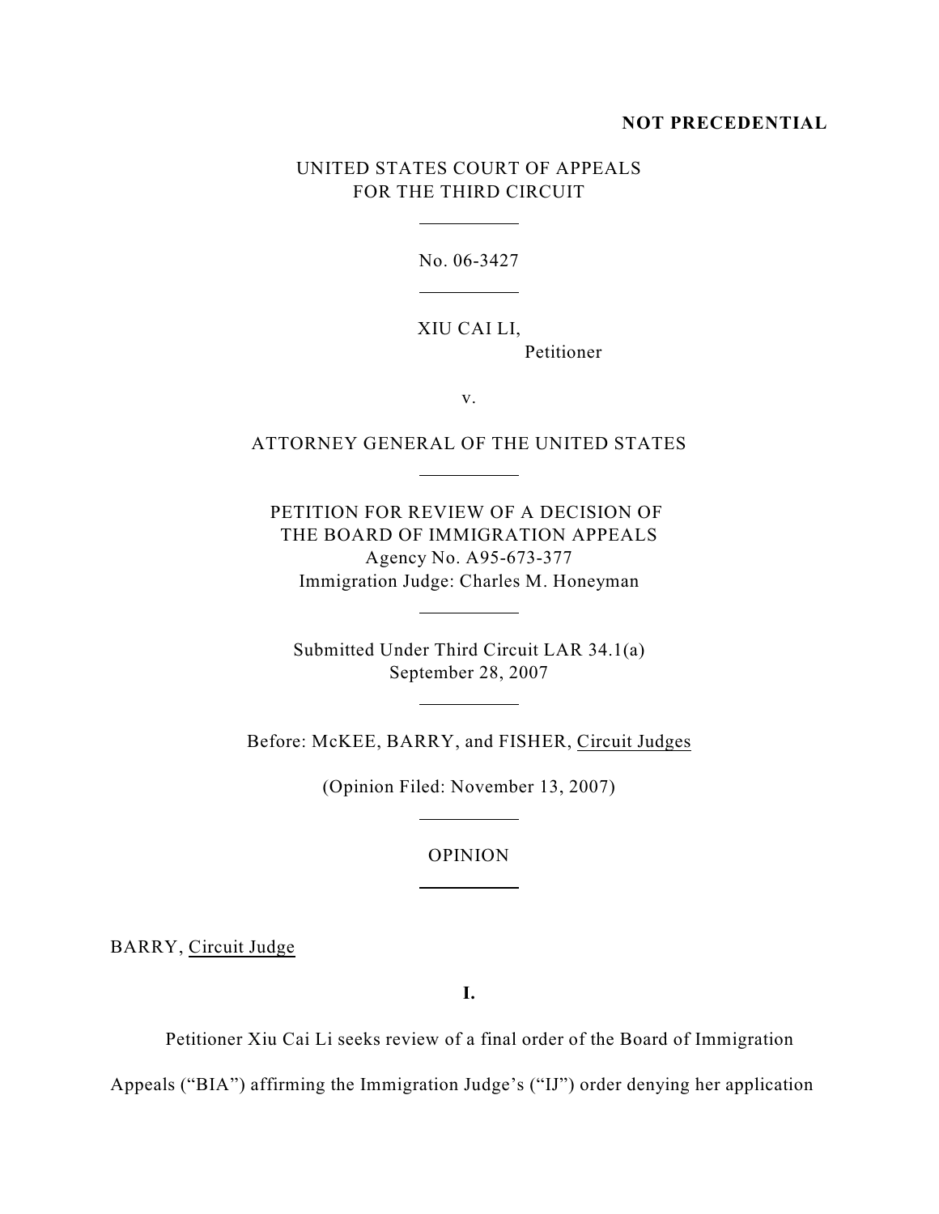**NOT PRECEDENTIAL**

UNITED STATES COURT OF APPEALS
FOR THE THIRD CIRCUIT

---

No. 06-3427

---

XIU CAI LI,
Petitioner

v.

ATTORNEY GENERAL OF THE UNITED STATES

---

PETITION FOR REVIEW OF A DECISION OF
THE BOARD OF IMMIGRATION APPEALS
Agency No. A95-673-377
Immigration Judge: Charles M. Honeyman

---

Submitted Under Third Circuit LAR 34.1(a)
September 28, 2007

---

Before: McKEE, BARRY, and FISHER, Circuit Judges

(Opinion Filed: November 13, 2007)

---

OPINION

---

BARRY, Circuit Judge

**I.**

Petitioner Xiu Cai Li seeks review of a final order of the Board of Immigration Appeals ("BIA") affirming the Immigration Judge's ("IJ") order denying her application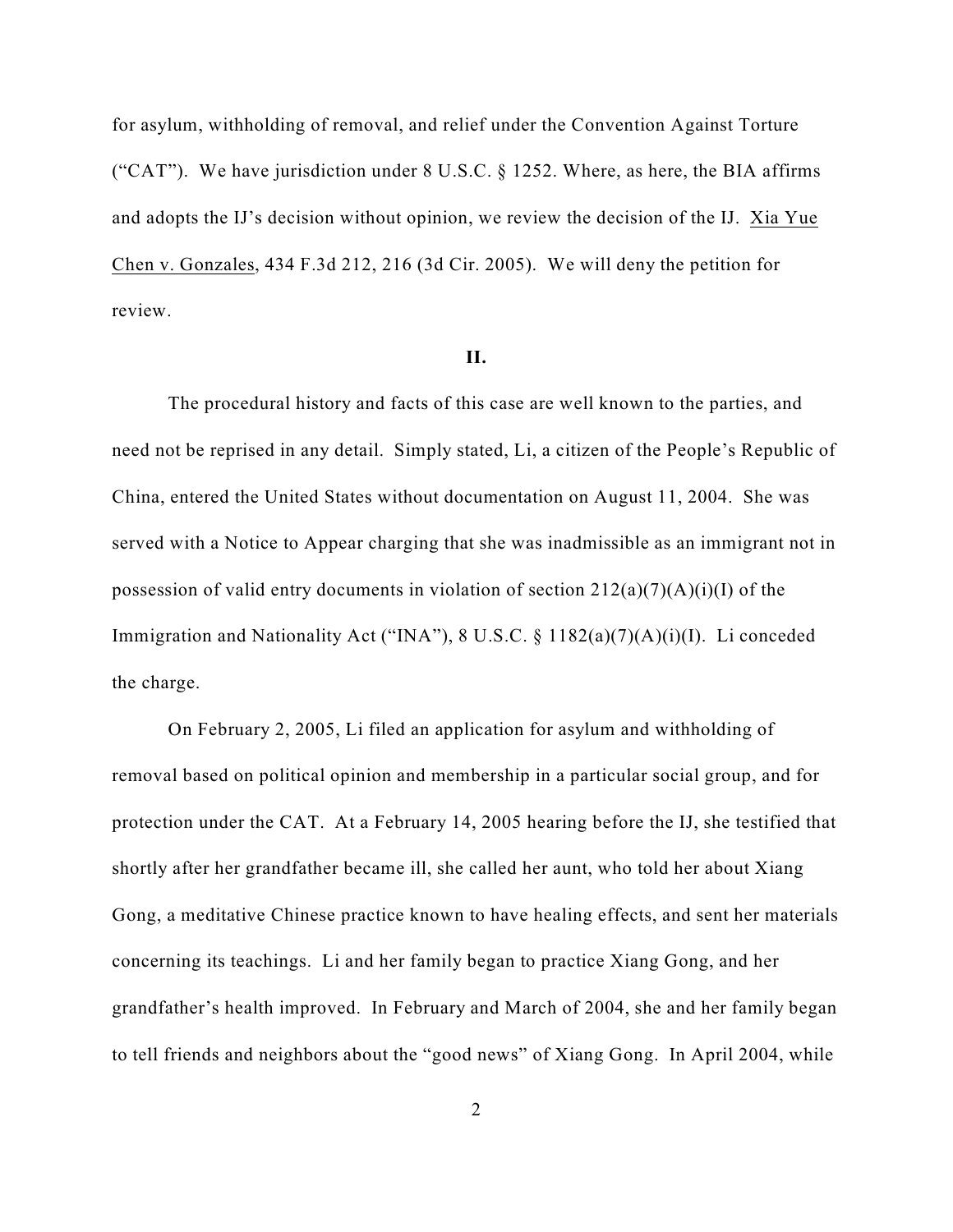for asylum, withholding of removal, and relief under the Convention Against Torture ("CAT"). We have jurisdiction under 8 U.S.C. § 1252. Where, as here, the BIA affirms and adopts the IJ's decision without opinion, we review the decision of the IJ. Xia Yue Chen v. Gonzales, 434 F.3d 212, 216 (3d Cir. 2005). We will deny the petition for review.

**II.**

The procedural history and facts of this case are well known to the parties, and need not be reprised in any detail. Simply stated, Li, a citizen of the People's Republic of China, entered the United States without documentation on August 11, 2004. She was served with a Notice to Appear charging that she was inadmissible as an immigrant not in possession of valid entry documents in violation of section 212(a)(7)(A)(i)(I) of the Immigration and Nationality Act ("INA"), 8 U.S.C. § 1182(a)(7)(A)(i)(I). Li conceded the charge.

On February 2, 2005, Li filed an application for asylum and withholding of removal based on political opinion and membership in a particular social group, and for protection under the CAT. At a February 14, 2005 hearing before the IJ, she testified that shortly after her grandfather became ill, she called her aunt, who told her about Xiang Gong, a meditative Chinese practice known to have healing effects, and sent her materials concerning its teachings. Li and her family began to practice Xiang Gong, and her grandfather's health improved. In February and March of 2004, she and her family began to tell friends and neighbors about the "good news" of Xiang Gong. In April 2004, while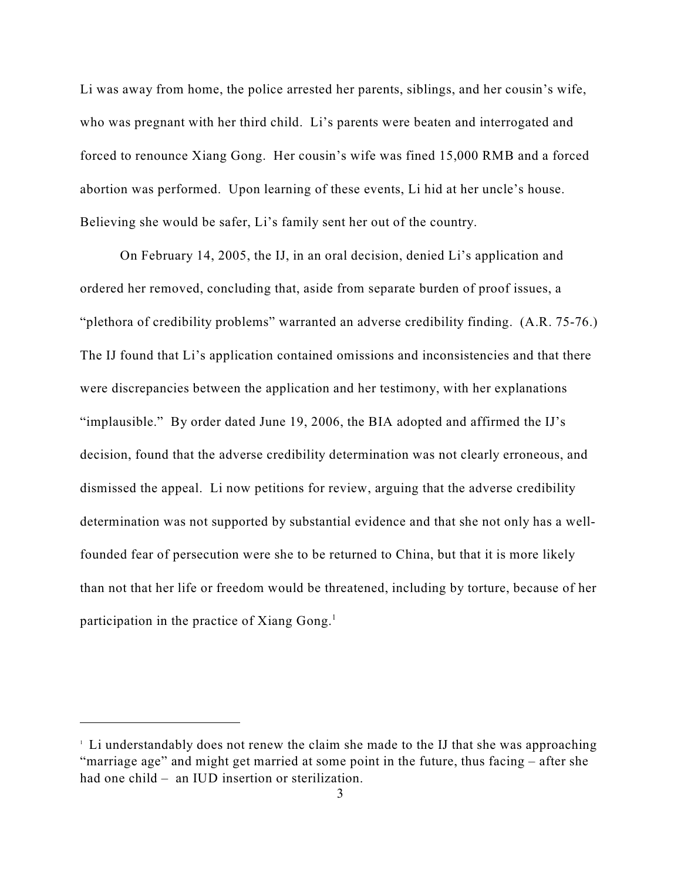Li was away from home, the police arrested her parents, siblings, and her cousin's wife, who was pregnant with her third child. Li's parents were beaten and interrogated and forced to renounce Xiang Gong. Her cousin's wife was fined 15,000 RMB and a forced abortion was performed. Upon learning of these events, Li hid at her uncle's house. Believing she would be safer, Li's family sent her out of the country.

On February 14, 2005, the IJ, in an oral decision, denied Li's application and ordered her removed, concluding that, aside from separate burden of proof issues, a "plethora of credibility problems" warranted an adverse credibility finding. (A.R. 75-76.) The IJ found that Li's application contained omissions and inconsistencies and that there were discrepancies between the application and her testimony, with her explanations "implausible." By order dated June 19, 2006, the BIA adopted and affirmed the IJ's decision, found that the adverse credibility determination was not clearly erroneous, and dismissed the appeal. Li now petitions for review, arguing that the adverse credibility determination was not supported by substantial evidence and that she not only has a well-founded fear of persecution were she to be returned to China, but that it is more likely than not that her life or freedom would be threatened, including by torture, because of her participation in the practice of Xiang Gong.[1]

---

[1] Li understandably does not renew the claim she made to the IJ that she was approaching "marriage age" and might get married at some point in the future, thus facing – after she had one child – an IUD insertion or sterilization.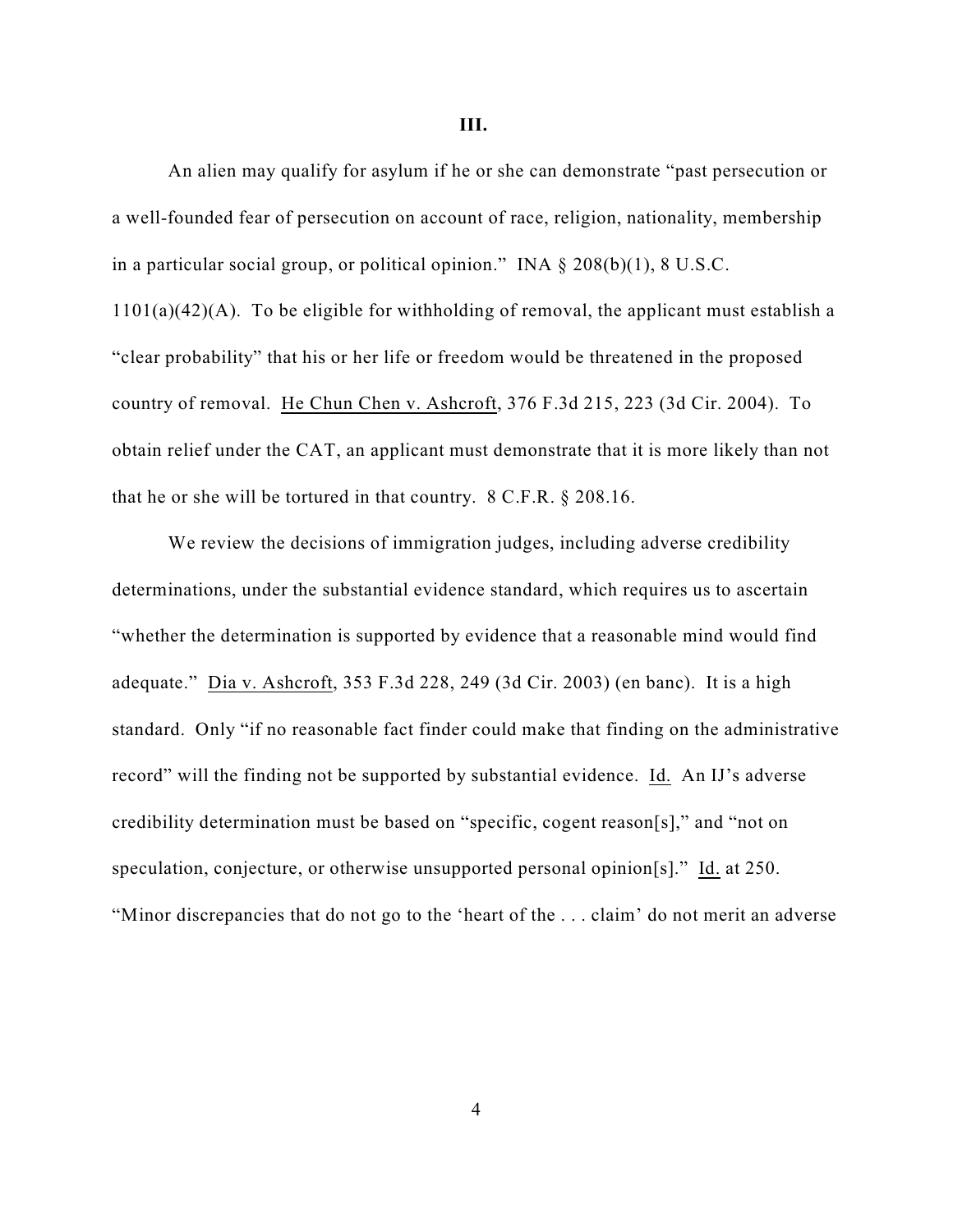### III.

An alien may qualify for asylum if he or she can demonstrate "past persecution or a well-founded fear of persecution on account of race, religion, nationality, membership in a particular social group, or political opinion." INA § 208(b)(1), 8 U.S.C. 1101(a)(42)(A). To be eligible for withholding of removal, the applicant must establish a "clear probability" that his or her life or freedom would be threatened in the proposed country of removal. He Chun Chen v. Ashcroft, 376 F.3d 215, 223 (3d Cir. 2004). To obtain relief under the CAT, an applicant must demonstrate that it is more likely than not that he or she will be tortured in that country. 8 C.F.R. § 208.16.

We review the decisions of immigration judges, including adverse credibility determinations, under the substantial evidence standard, which requires us to ascertain "whether the determination is supported by evidence that a reasonable mind would find adequate." Dia v. Ashcroft, 353 F.3d 228, 249 (3d Cir. 2003) (en banc). It is a high standard. Only "if no reasonable fact finder could make that finding on the administrative record" will the finding not be supported by substantial evidence. Id. An IJ's adverse credibility determination must be based on "specific, cogent reason[s]," and "not on speculation, conjecture, or otherwise unsupported personal opinion[s]." Id. at 250. "Minor discrepancies that do not go to the 'heart of the . . . claim' do not merit an adverse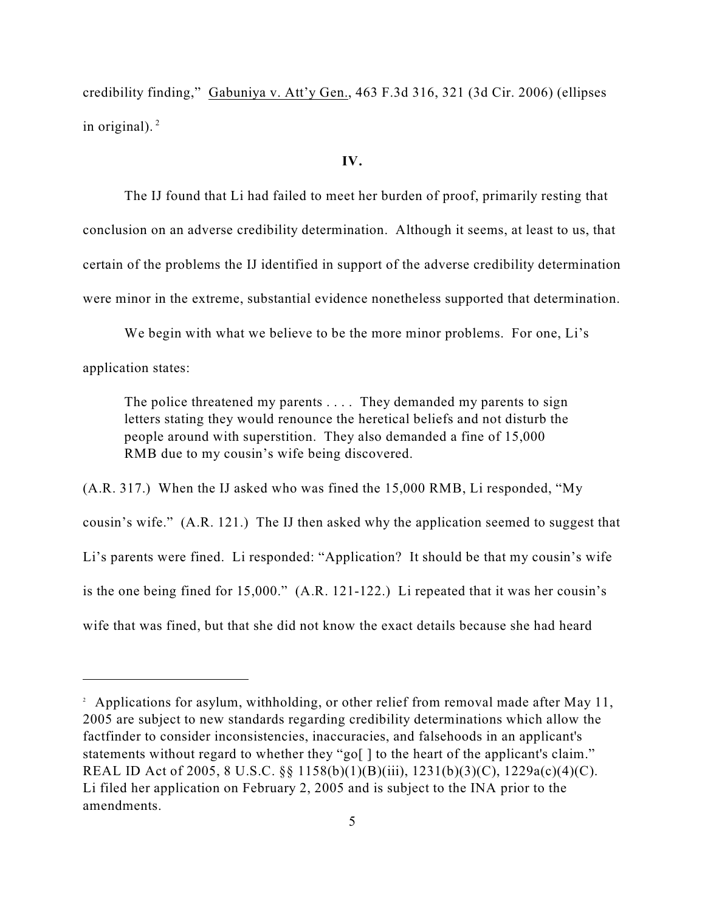credibility finding," Gabuniya v. Att'y Gen., 463 F.3d 316, 321 (3d Cir. 2006) (ellipses in original).[2]

**IV.**

The IJ found that Li had failed to meet her burden of proof, primarily resting that conclusion on an adverse credibility determination. Although it seems, at least to us, that certain of the problems the IJ identified in support of the adverse credibility determination were minor in the extreme, substantial evidence nonetheless supported that determination.

We begin with what we believe to be the more minor problems. For one, Li's application states:

> The police threatened my parents . . . . They demanded my parents to sign letters stating they would renounce the heretical beliefs and not disturb the people around with superstition. They also demanded a fine of 15,000 RMB due to my cousin's wife being discovered.

(A.R. 317.) When the IJ asked who was fined the 15,000 RMB, Li responded, "My cousin's wife." (A.R. 121.) The IJ then asked why the application seemed to suggest that Li's parents were fined. Li responded: "Application? It should be that my cousin's wife is the one being fined for 15,000." (A.R. 121-122.) Li repeated that it was her cousin's wife that was fined, but that she did not know the exact details because she had heard

---

[2] Applications for asylum, withholding, or other relief from removal made after May 11, 2005 are subject to new standards regarding credibility determinations which allow the factfinder to consider inconsistencies, inaccuracies, and falsehoods in an applicant's statements without regard to whether they "go[ ] to the heart of the applicant's claim." REAL ID Act of 2005, 8 U.S.C. §§ 1158(b)(1)(B)(iii), 1231(b)(3)(C), 1229a(c)(4)(C). Li filed her application on February 2, 2005 and is subject to the INA prior to the amendments.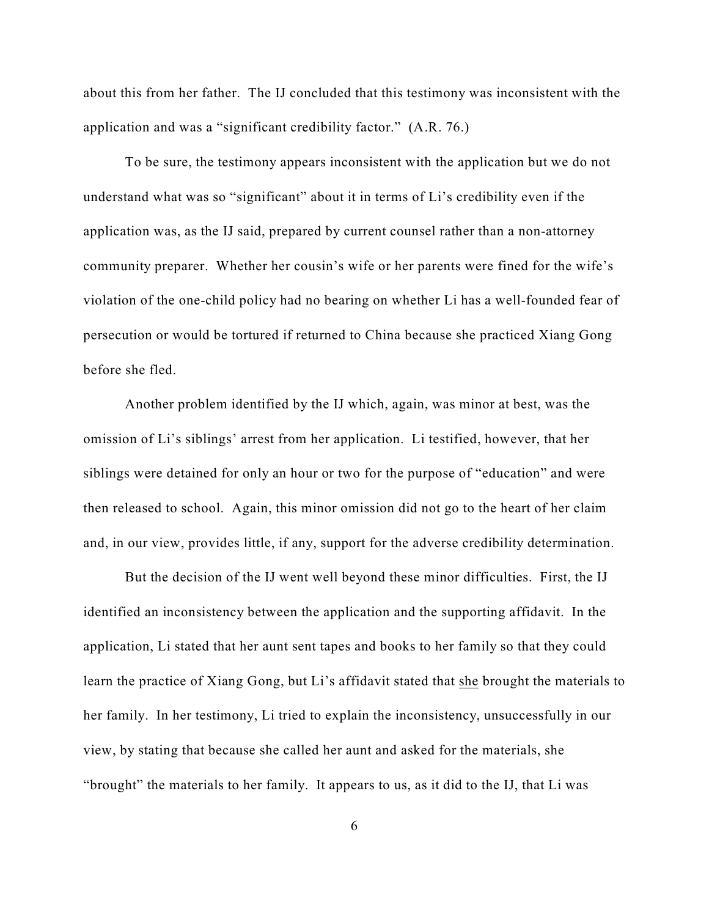about this from her father. The IJ concluded that this testimony was inconsistent with the application and was a "significant credibility factor." (A.R. 76.)

To be sure, the testimony appears inconsistent with the application but we do not understand what was so "significant" about it in terms of Li's credibility even if the application was, as the IJ said, prepared by current counsel rather than a non-attorney community preparer. Whether her cousin's wife or her parents were fined for the wife's violation of the one-child policy had no bearing on whether Li has a well-founded fear of persecution or would be tortured if returned to China because she practiced Xiang Gong before she fled.

Another problem identified by the IJ which, again, was minor at best, was the omission of Li's siblings' arrest from her application. Li testified, however, that her siblings were detained for only an hour or two for the purpose of "education" and were then released to school. Again, this minor omission did not go to the heart of her claim and, in our view, provides little, if any, support for the adverse credibility determination.

But the decision of the IJ went well beyond these minor difficulties. First, the IJ identified an inconsistency between the application and the supporting affidavit. In the application, Li stated that her aunt sent tapes and books to her family so that they could learn the practice of Xiang Gong, but Li's affidavit stated that <u>she</u> brought the materials to her family. In her testimony, Li tried to explain the inconsistency, unsuccessfully in our view, by stating that because she called her aunt and asked for the materials, she "brought" the materials to her family. It appears to us, as it did to the IJ, that Li was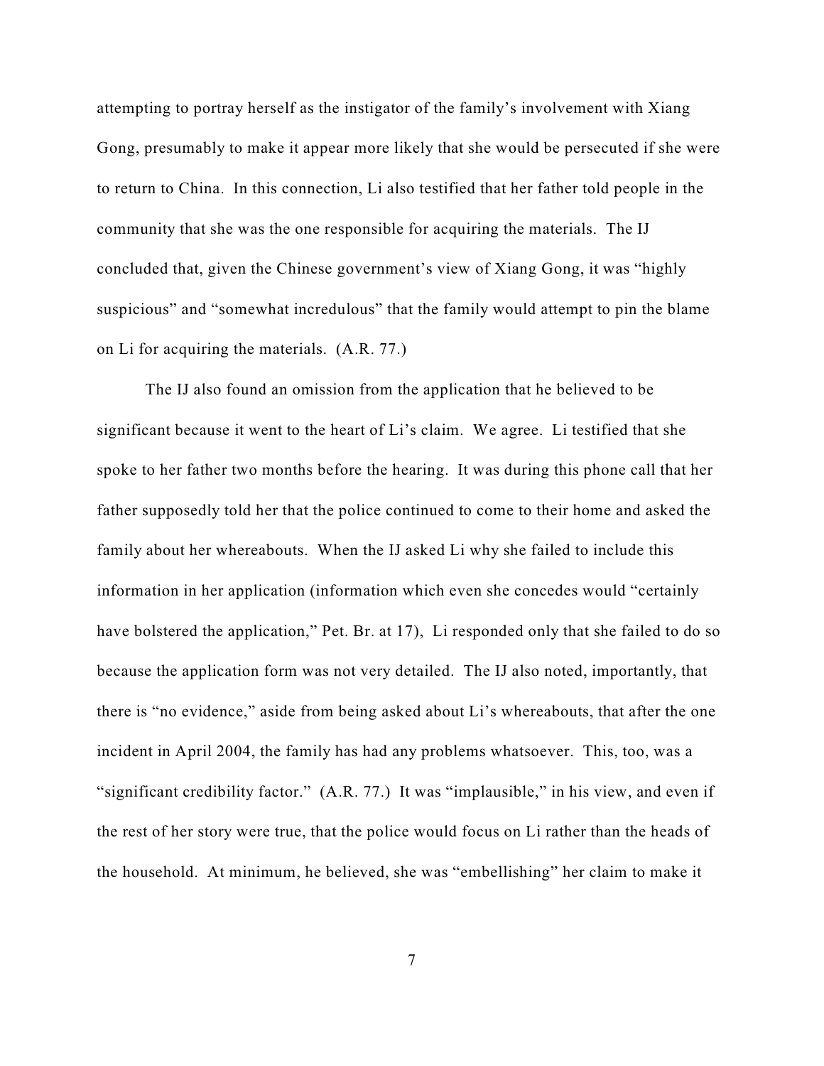attempting to portray herself as the instigator of the family's involvement with Xiang Gong, presumably to make it appear more likely that she would be persecuted if she were to return to China. In this connection, Li also testified that her father told people in the community that she was the one responsible for acquiring the materials. The IJ concluded that, given the Chinese government's view of Xiang Gong, it was "highly suspicious" and "somewhat incredulous" that the family would attempt to pin the blame on Li for acquiring the materials. (A.R. 77.)

The IJ also found an omission from the application that he believed to be significant because it went to the heart of Li's claim. We agree. Li testified that she spoke to her father two months before the hearing. It was during this phone call that her father supposedly told her that the police continued to come to their home and asked the family about her whereabouts. When the IJ asked Li why she failed to include this information in her application (information which even she concedes would "certainly have bolstered the application," Pet. Br. at 17), Li responded only that she failed to do so because the application form was not very detailed. The IJ also noted, importantly, that there is "no evidence," aside from being asked about Li's whereabouts, that after the one incident in April 2004, the family has had any problems whatsoever. This, too, was a "significant credibility factor." (A.R. 77.) It was "implausible," in his view, and even if the rest of her story were true, that the police would focus on Li rather than the heads of the household. At minimum, he believed, she was "embellishing" her claim to make it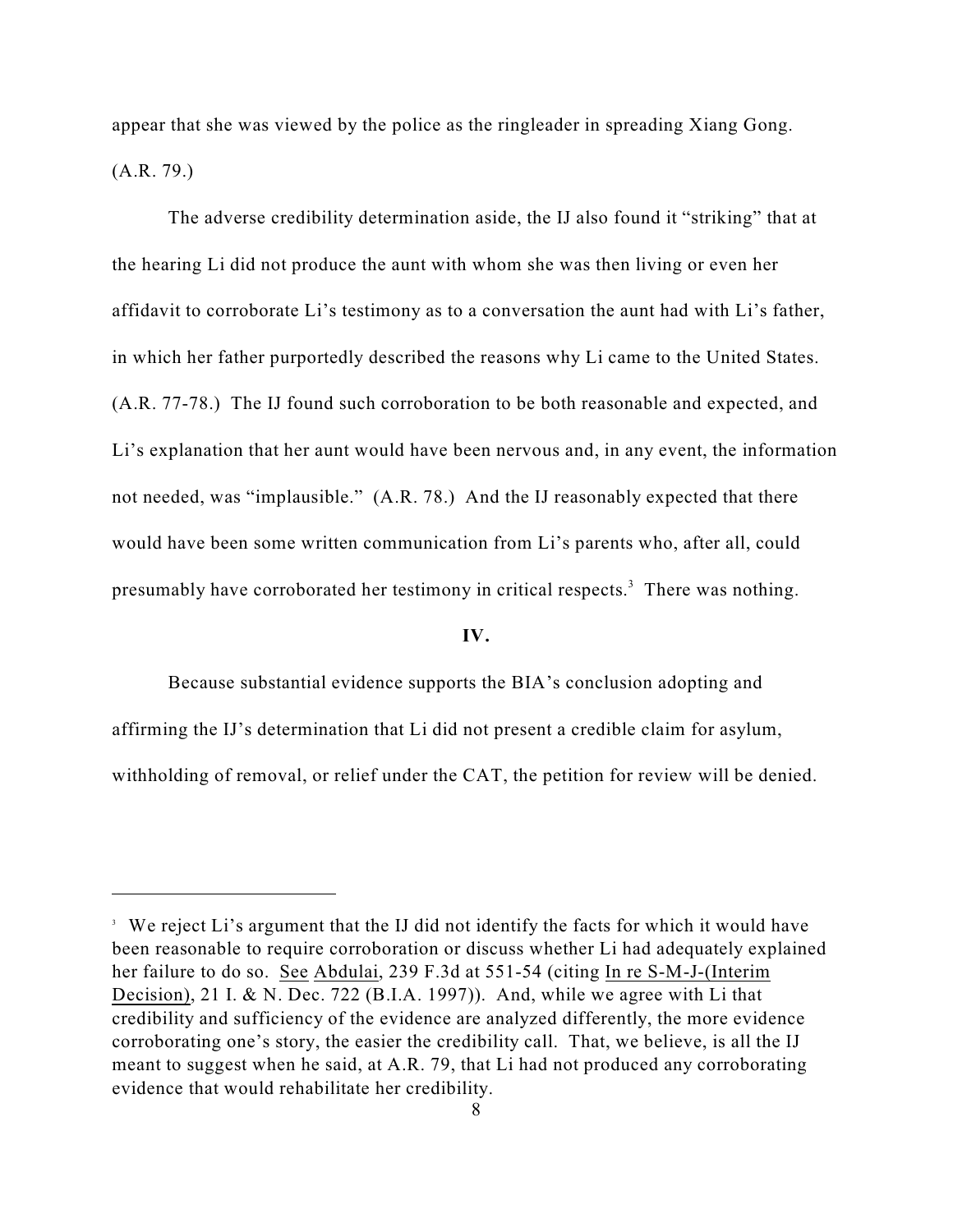appear that she was viewed by the police as the ringleader in spreading Xiang Gong. (A.R. 79.)

The adverse credibility determination aside, the IJ also found it "striking" that at the hearing Li did not produce the aunt with whom she was then living or even her affidavit to corroborate Li's testimony as to a conversation the aunt had with Li's father, in which her father purportedly described the reasons why Li came to the United States. (A.R. 77-78.) The IJ found such corroboration to be both reasonable and expected, and Li's explanation that her aunt would have been nervous and, in any event, the information not needed, was "implausible." (A.R. 78.) And the IJ reasonably expected that there would have been some written communication from Li's parents who, after all, could presumably have corroborated her testimony in critical respects.[3] There was nothing.

**IV.**

Because substantial evidence supports the BIA's conclusion adopting and affirming the IJ's determination that Li did not present a credible claim for asylum, withholding of removal, or relief under the CAT, the petition for review will be denied.

---

[3] We reject Li's argument that the IJ did not identify the facts for which it would have been reasonable to require corroboration or discuss whether Li had adequately explained her failure to do so. See Abdulai, 239 F.3d at 551-54 (citing In re S-M-J-(Interim Decision), 21 I. & N. Dec. 722 (B.I.A. 1997)). And, while we agree with Li that credibility and sufficiency of the evidence are analyzed differently, the more evidence corroborating one's story, the easier the credibility call. That, we believe, is all the IJ meant to suggest when he said, at A.R. 79, that Li had not produced any corroborating evidence that would rehabilitate her credibility.